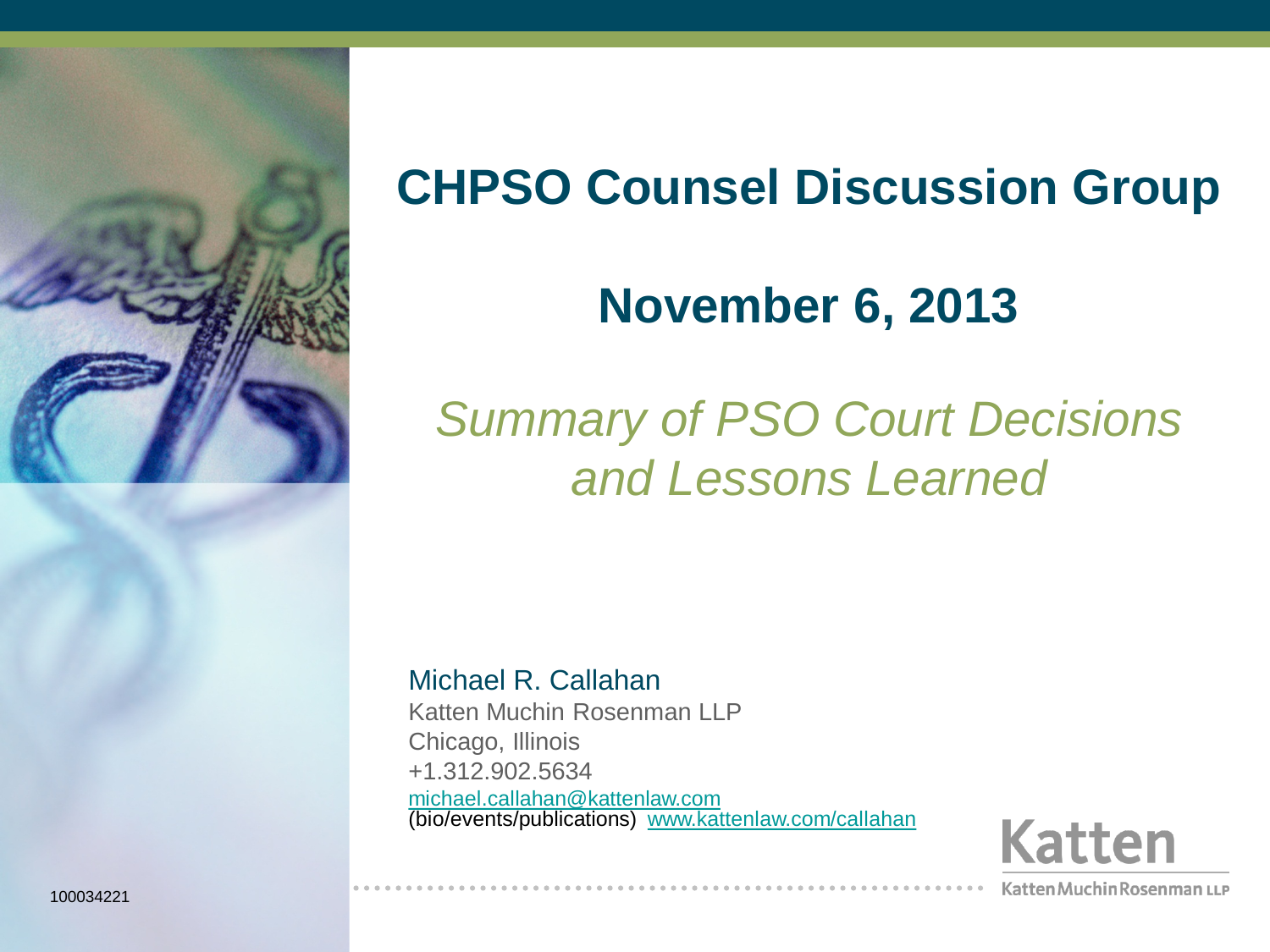# CHPSO Counsel Discussion Group

## November 6, 2013

*Summary of PSO Court Decisions and Lessons Learned*

Michael R. Callahan
Katten Muchin Rosenman LLP
Chicago, Illinois
+1.312.902.5634
michael.callahan@kattenlaw.com
(bio/events/publications) www.kattenlaw.com/callahan

Katten
Katten Muchin Rosenman LLP

100034221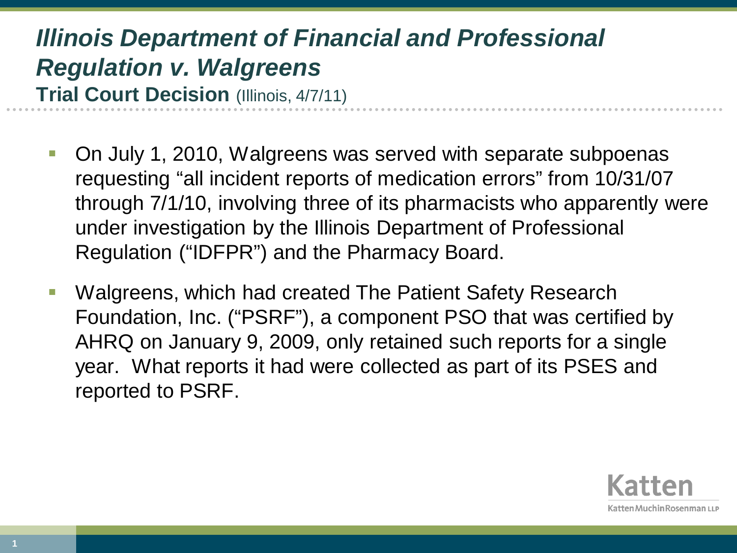# *Illinois Department of Financial and Professional Regulation v. Walgreens*

**Trial Court Decision** (Illinois, 4/7/11)

- On July 1, 2010, Walgreens was served with separate subpoenas requesting "all incident reports of medication errors" from 10/31/07 through 7/1/10, involving three of its pharmacists who apparently were under investigation by the Illinois Department of Professional Regulation ("IDFPR") and the Pharmacy Board.
- Walgreens, which had created The Patient Safety Research Foundation, Inc. ("PSRF"), a component PSO that was certified by AHRQ on January 9, 2009, only retained such reports for a single year. What reports it had were collected as part of its PSES and reported to PSRF.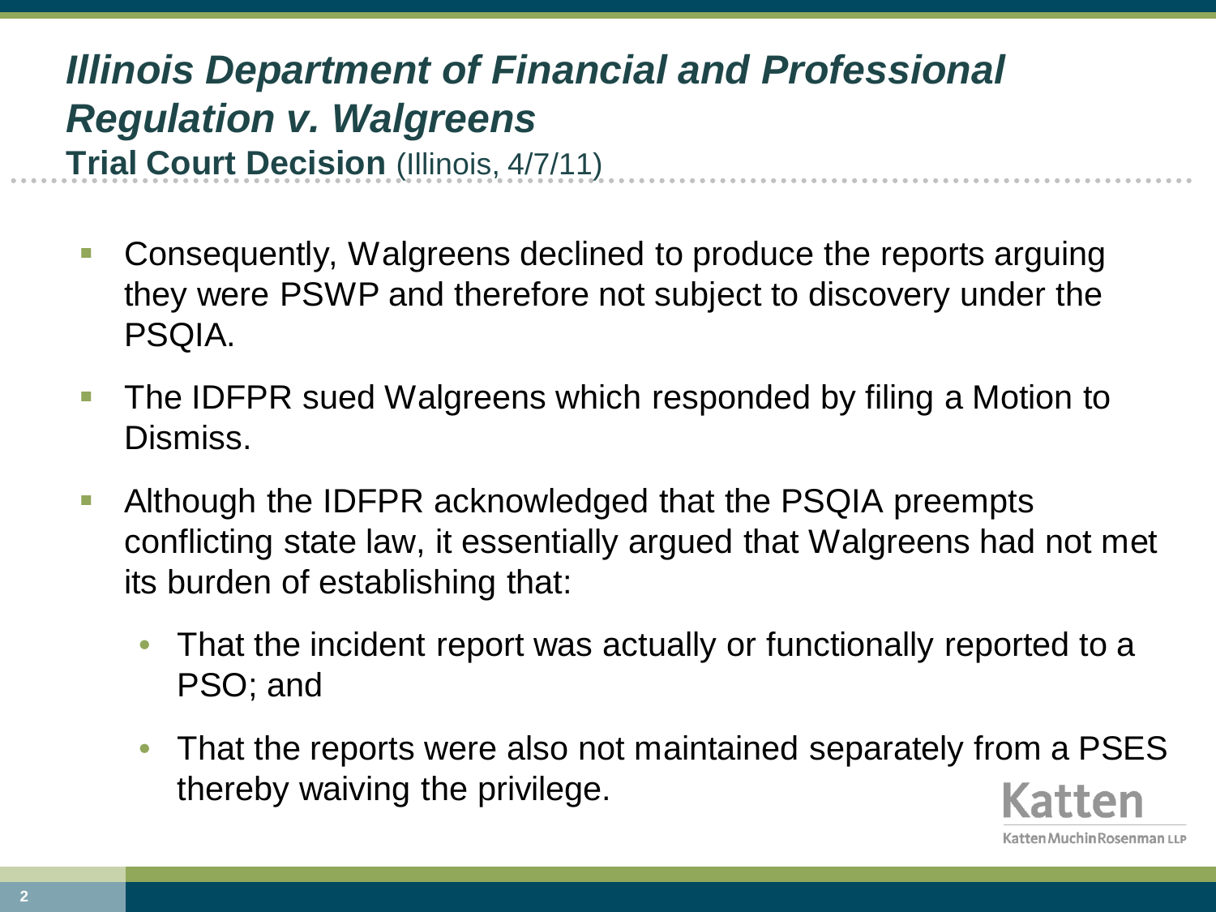# *Illinois Department of Financial and Professional Regulation v. Walgreens*

**Trial Court Decision** (Illinois, 4/7/11)

- Consequently, Walgreens declined to produce the reports arguing they were PSWP and therefore not subject to discovery under the PSQIA.
- The IDFPR sued Walgreens which responded by filing a Motion to Dismiss.
- Although the IDFPR acknowledged that the PSQIA preempts conflicting state law, it essentially argued that Walgreens had not met its burden of establishing that:
  - That the incident report was actually or functionally reported to a PSO; and
  - That the reports were also not maintained separately from a PSES thereby waiving the privilege.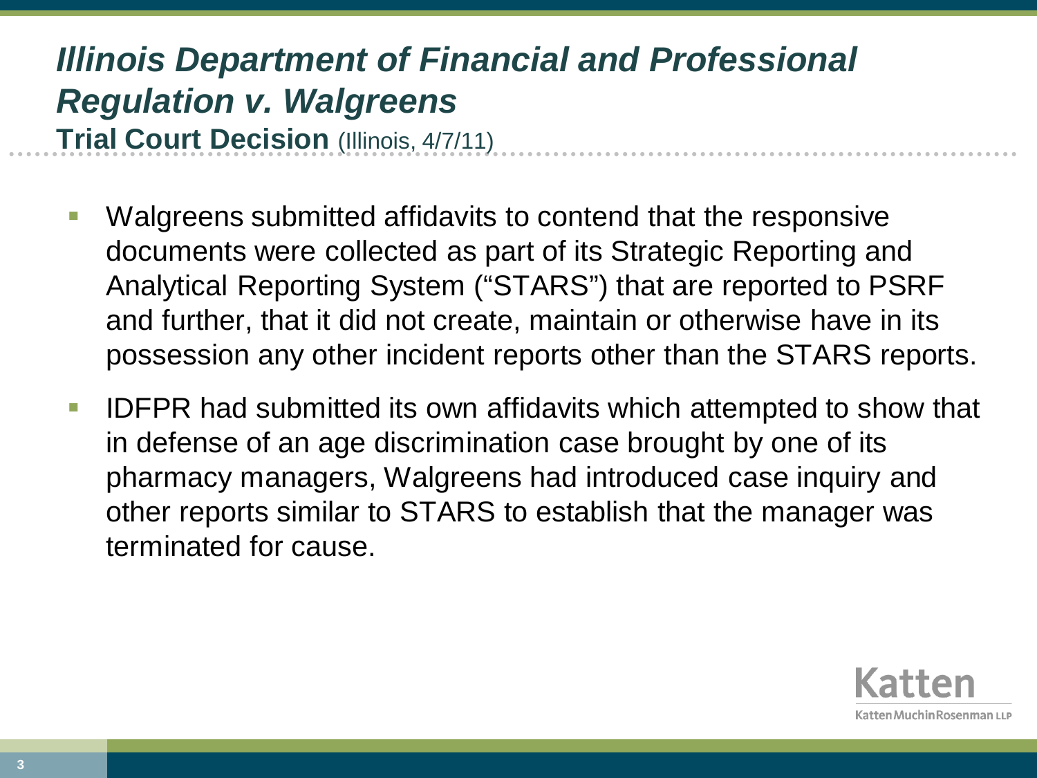# *Illinois Department of Financial and Professional Regulation v. Walgreens*

**Trial Court Decision** (Illinois, 4/7/11)

- Walgreens submitted affidavits to contend that the responsive documents were collected as part of its Strategic Reporting and Analytical Reporting System ("STARS") that are reported to PSRF and further, that it did not create, maintain or otherwise have in its possession any other incident reports other than the STARS reports.
- IDFPR had submitted its own affidavits which attempted to show that in defense of an age discrimination case brought by one of its pharmacy managers, Walgreens had introduced case inquiry and other reports similar to STARS to establish that the manager was terminated for cause.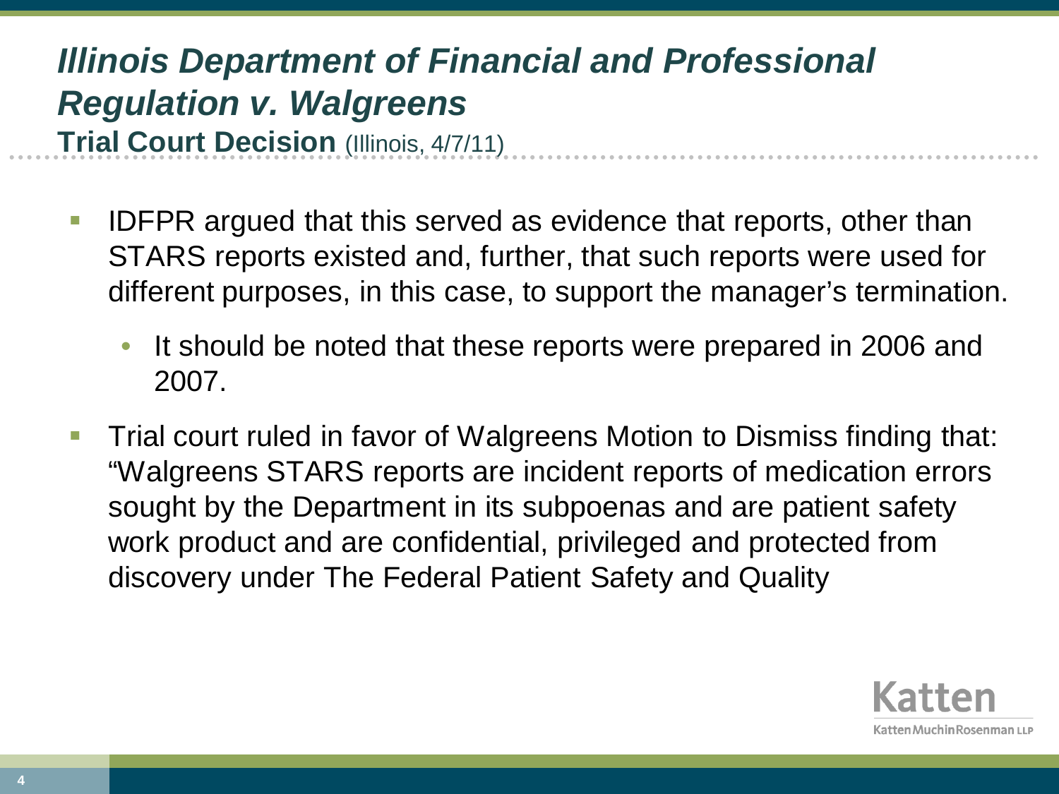# *Illinois Department of Financial and Professional Regulation v. Walgreens*

**Trial Court Decision** (Illinois, 4/7/11)

- IDFPR argued that this served as evidence that reports, other than STARS reports existed and, further, that such reports were used for different purposes, in this case, to support the manager's termination.
  - It should be noted that these reports were prepared in 2006 and 2007.
- Trial court ruled in favor of Walgreens Motion to Dismiss finding that: "Walgreens STARS reports are incident reports of medication errors sought by the Department in its subpoenas and are patient safety work product and are confidential, privileged and protected from discovery under The Federal Patient Safety and Quality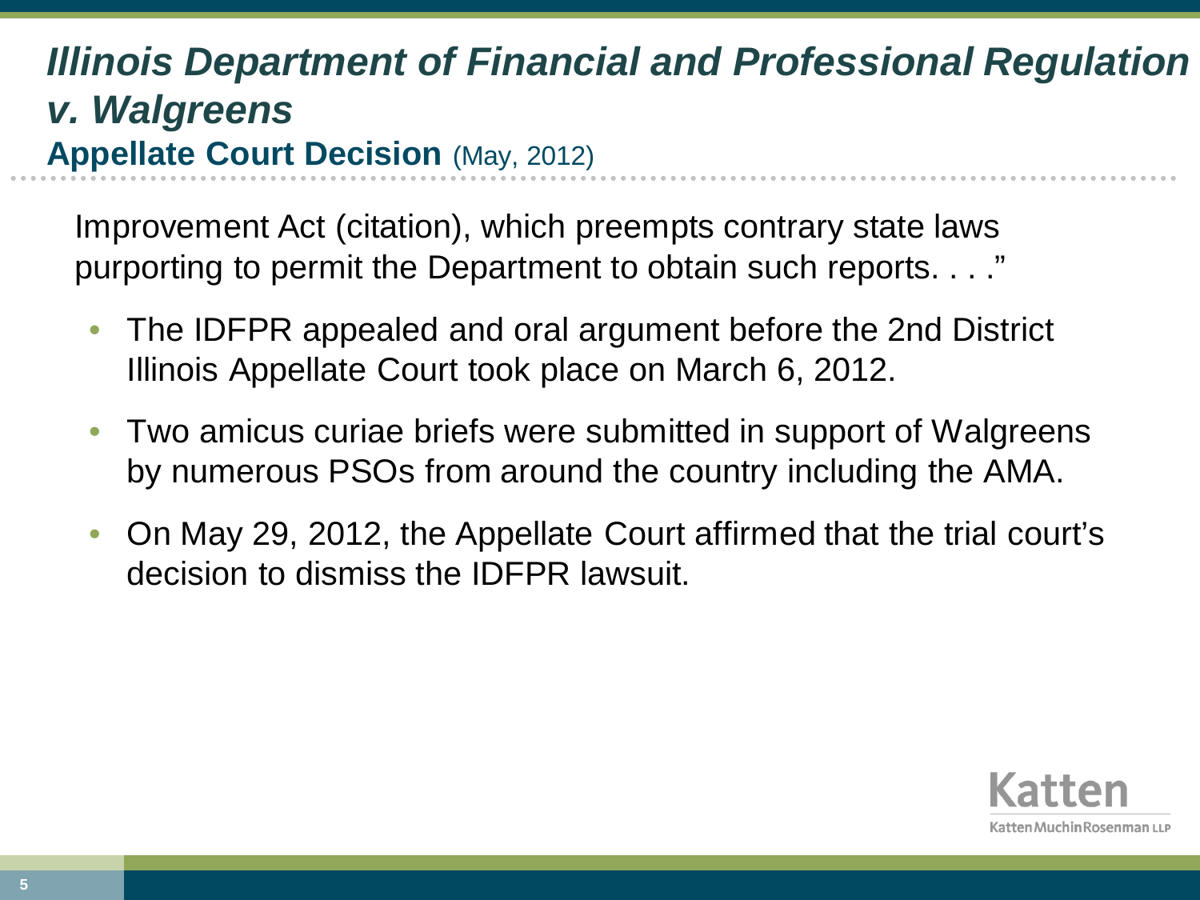# *Illinois Department of Financial and Professional Regulation v. Walgreens*

## Appellate Court Decision (May, 2012)

Improvement Act (citation), which preempts contrary state laws purporting to permit the Department to obtain such reports. . . ."

- The IDFPR appealed and oral argument before the 2nd District Illinois Appellate Court took place on March 6, 2012.
- Two amicus curiae briefs were submitted in support of Walgreens by numerous PSOs from around the country including the AMA.
- On May 29, 2012, the Appellate Court affirmed that the trial court's decision to dismiss the IDFPR lawsuit.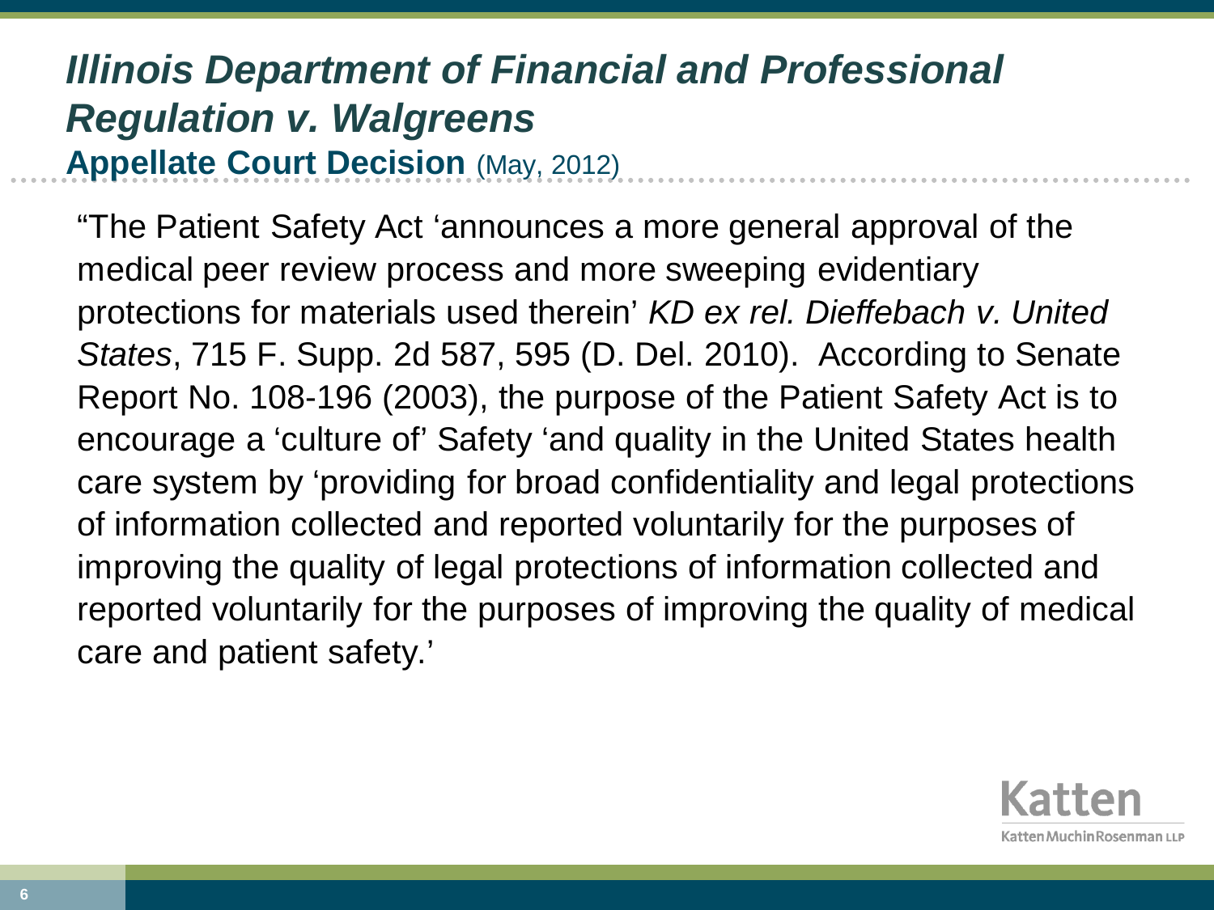# *Illinois Department of Financial and Professional Regulation v. Walgreens*

**Appellate Court Decision** (May, 2012)

"The Patient Safety Act 'announces a more general approval of the medical peer review process and more sweeping evidentiary protections for materials used therein' *KD ex rel. Dieffebach v. United States*, 715 F. Supp. 2d 587, 595 (D. Del. 2010). According to Senate Report No. 108-196 (2003), the purpose of the Patient Safety Act is to encourage a 'culture of' Safety 'and quality in the United States health care system by 'providing for broad confidentiality and legal protections of information collected and reported voluntarily for the purposes of improving the quality of legal protections of information collected and reported voluntarily for the purposes of improving the quality of medical care and patient safety.'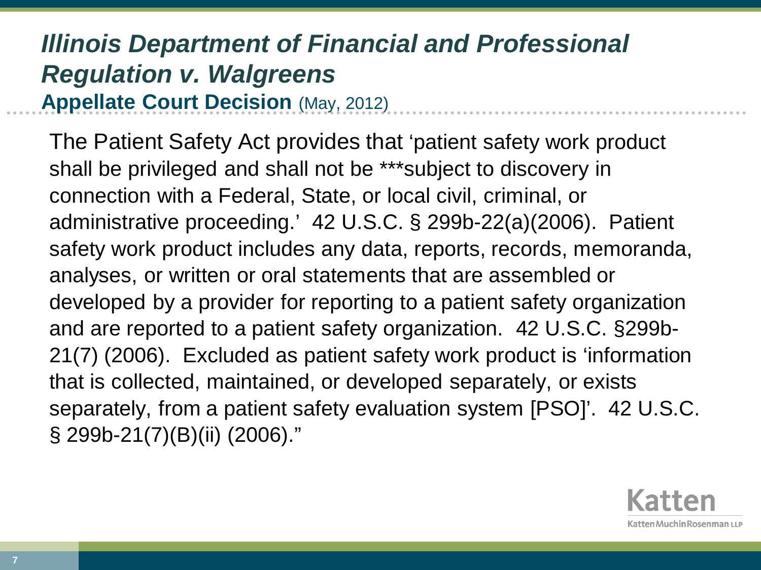# *Illinois Department of Financial and Professional Regulation v. Walgreens*

## Appellate Court Decision (May, 2012)

The Patient Safety Act provides that 'patient safety work product shall be privileged and shall not be ***subject to discovery in connection with a Federal, State, or local civil, criminal, or administrative proceeding.' 42 U.S.C. § 299b-22(a)(2006). Patient safety work product includes any data, reports, records, memoranda, analyses, or written or oral statements that are assembled or developed by a provider for reporting to a patient safety organization and are reported to a patient safety organization. 42 U.S.C. §299b-21(7) (2006). Excluded as patient safety work product is 'information that is collected, maintained, or developed separately, or exists separately, from a patient safety evaluation system [PSO]'. 42 U.S.C. § 299b-21(7)(B)(ii) (2006)."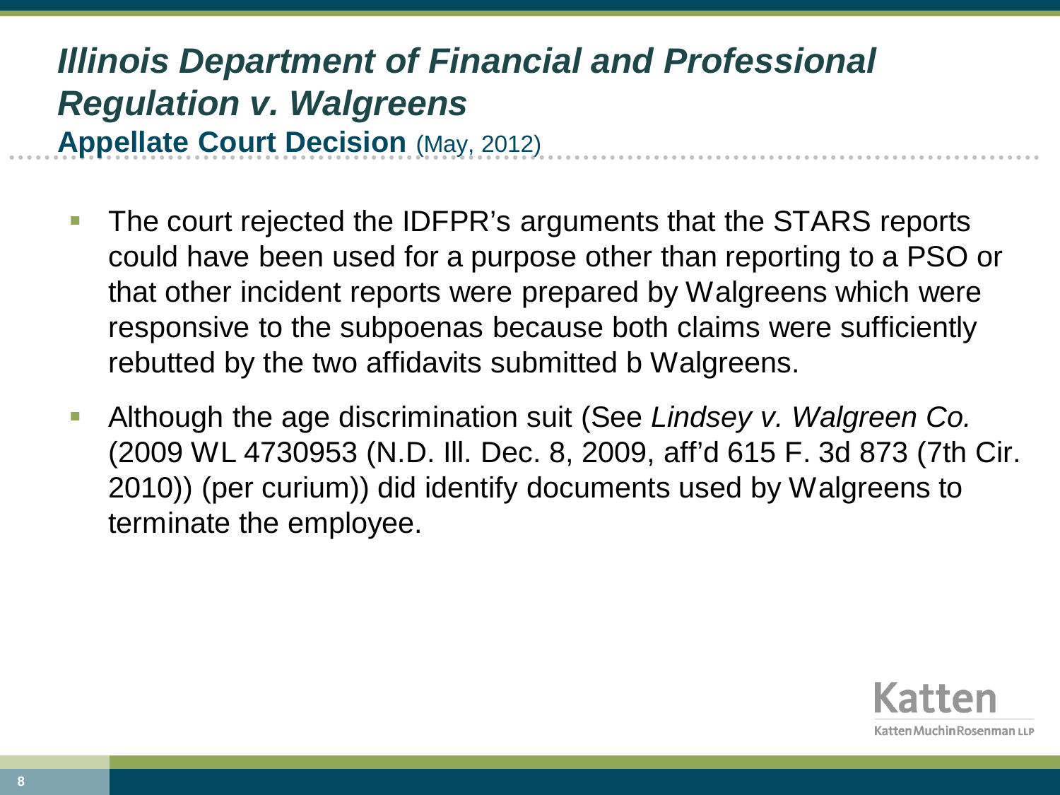## *Illinois Department of Financial and Professional Regulation v. Walgreens*

### **Appellate Court Decision** (May, 2012)

- The court rejected the IDFPR's arguments that the STARS reports could have been used for a purpose other than reporting to a PSO or that other incident reports were prepared by Walgreens which were responsive to the subpoenas because both claims were sufficiently rebutted by the two affidavits submitted b Walgreens.
- Although the age discrimination suit (See *Lindsey v. Walgreen Co.* (2009 WL 4730953 (N.D. Ill. Dec. 8, 2009, aff'd 615 F. 3d 873 (7th Cir. 2010)) (per curium)) did identify documents used by Walgreens to terminate the employee.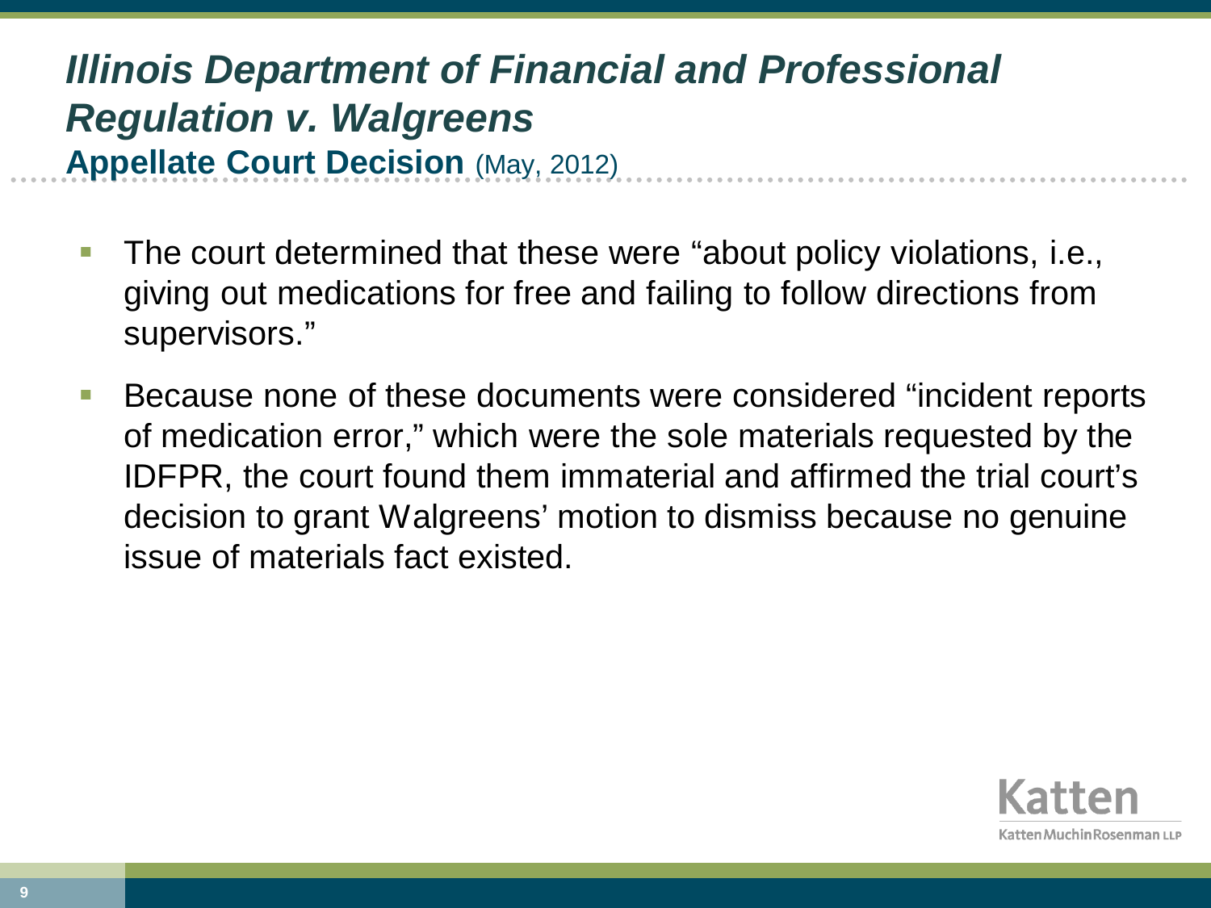## *Illinois Department of Financial and Professional Regulation v. Walgreens*

**Appellate Court Decision** (May, 2012)

- The court determined that these were "about policy violations, i.e., giving out medications for free and failing to follow directions from supervisors."
- Because none of these documents were considered "incident reports of medication error," which were the sole materials requested by the IDFPR, the court found them immaterial and affirmed the trial court's decision to grant Walgreens' motion to dismiss because no genuine issue of materials fact existed.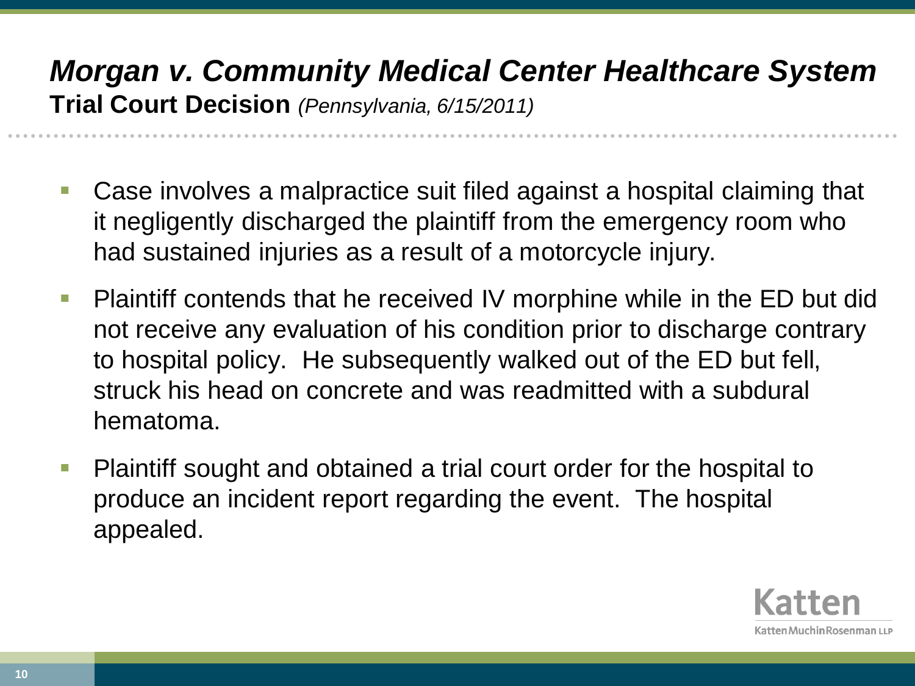# *Morgan v. Community Medical Center Healthcare System*

**Trial Court Decision** *(Pennsylvania, 6/15/2011)*

- Case involves a malpractice suit filed against a hospital claiming that it negligently discharged the plaintiff from the emergency room who had sustained injuries as a result of a motorcycle injury.
- Plaintiff contends that he received IV morphine while in the ED but did not receive any evaluation of his condition prior to discharge contrary to hospital policy. He subsequently walked out of the ED but fell, struck his head on concrete and was readmitted with a subdural hematoma.
- Plaintiff sought and obtained a trial court order for the hospital to produce an incident report regarding the event. The hospital appealed.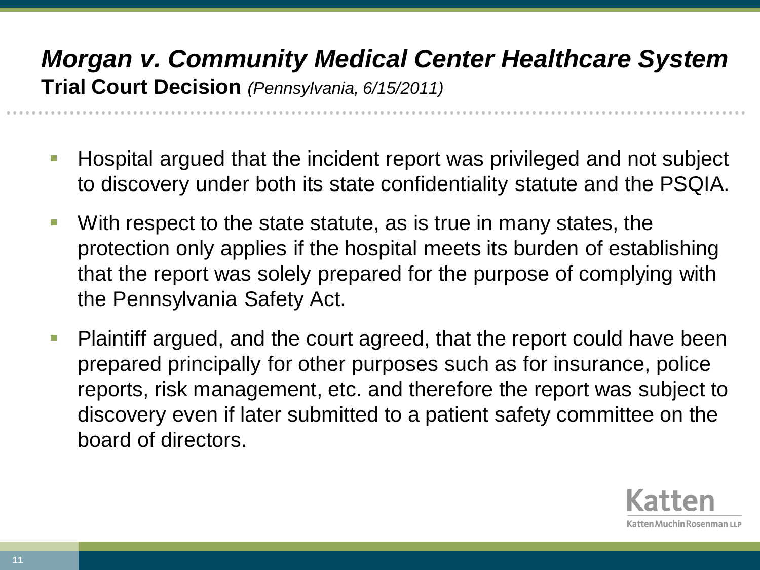## *Morgan v. Community Medical Center Healthcare System*

**Trial Court Decision** *(Pennsylvania, 6/15/2011)*

- Hospital argued that the incident report was privileged and not subject to discovery under both its state confidentiality statute and the PSQIA.
- With respect to the state statute, as is true in many states, the protection only applies if the hospital meets its burden of establishing that the report was solely prepared for the purpose of complying with the Pennsylvania Safety Act.
- Plaintiff argued, and the court agreed, that the report could have been prepared principally for other purposes such as for insurance, police reports, risk management, etc. and therefore the report was subject to discovery even if later submitted to a patient safety committee on the board of directors.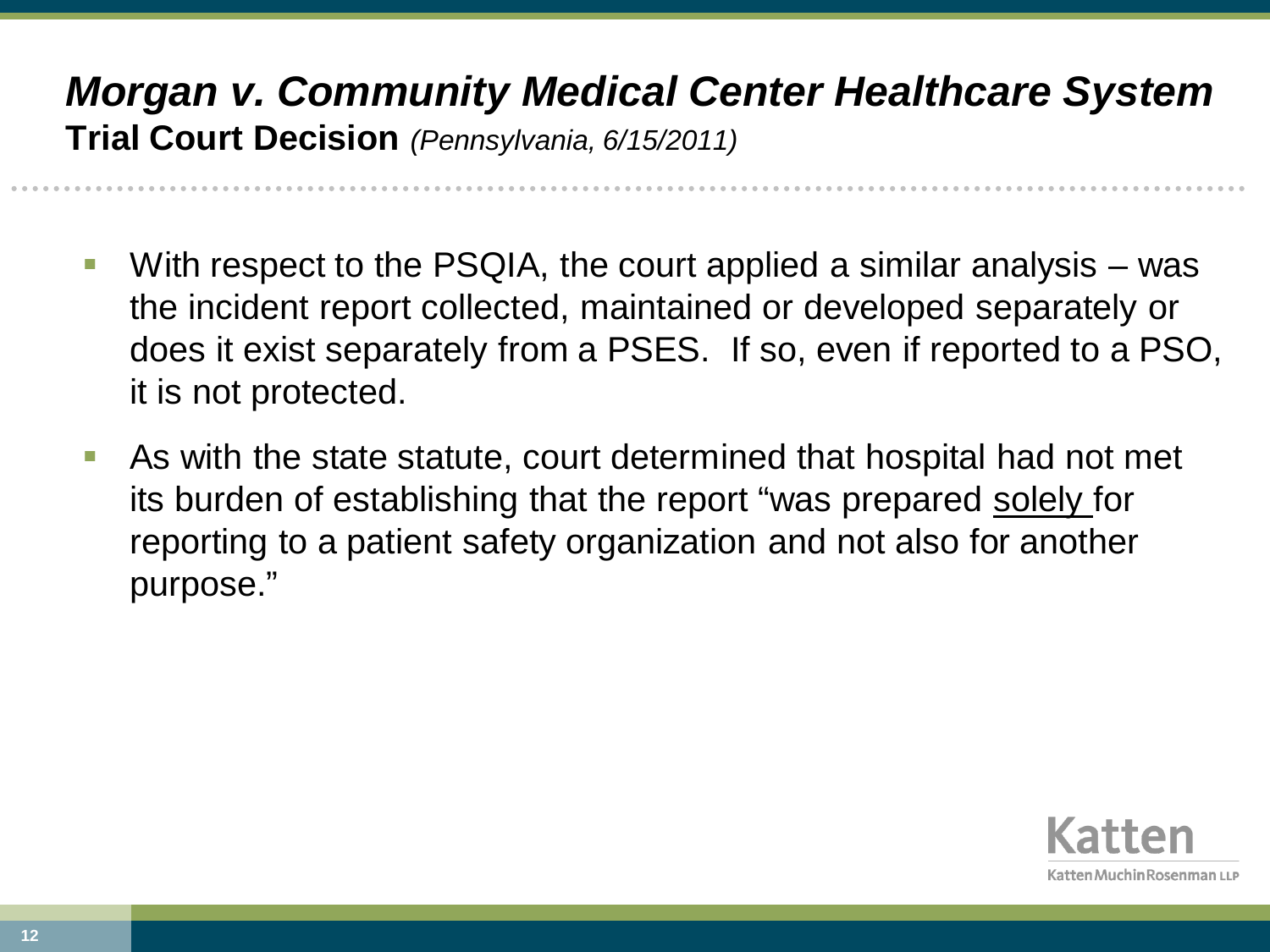# *Morgan v. Community Medical Center Healthcare System*

**Trial Court Decision** *(Pennsylvania, 6/15/2011)*

- With respect to the PSQIA, the court applied a similar analysis – was the incident report collected, maintained or developed separately or does it exist separately from a PSES. If so, even if reported to a PSO, it is not protected.
- As with the state statute, court determined that hospital had not met its burden of establishing that the report "was prepared solely for reporting to a patient safety organization and not also for another purpose."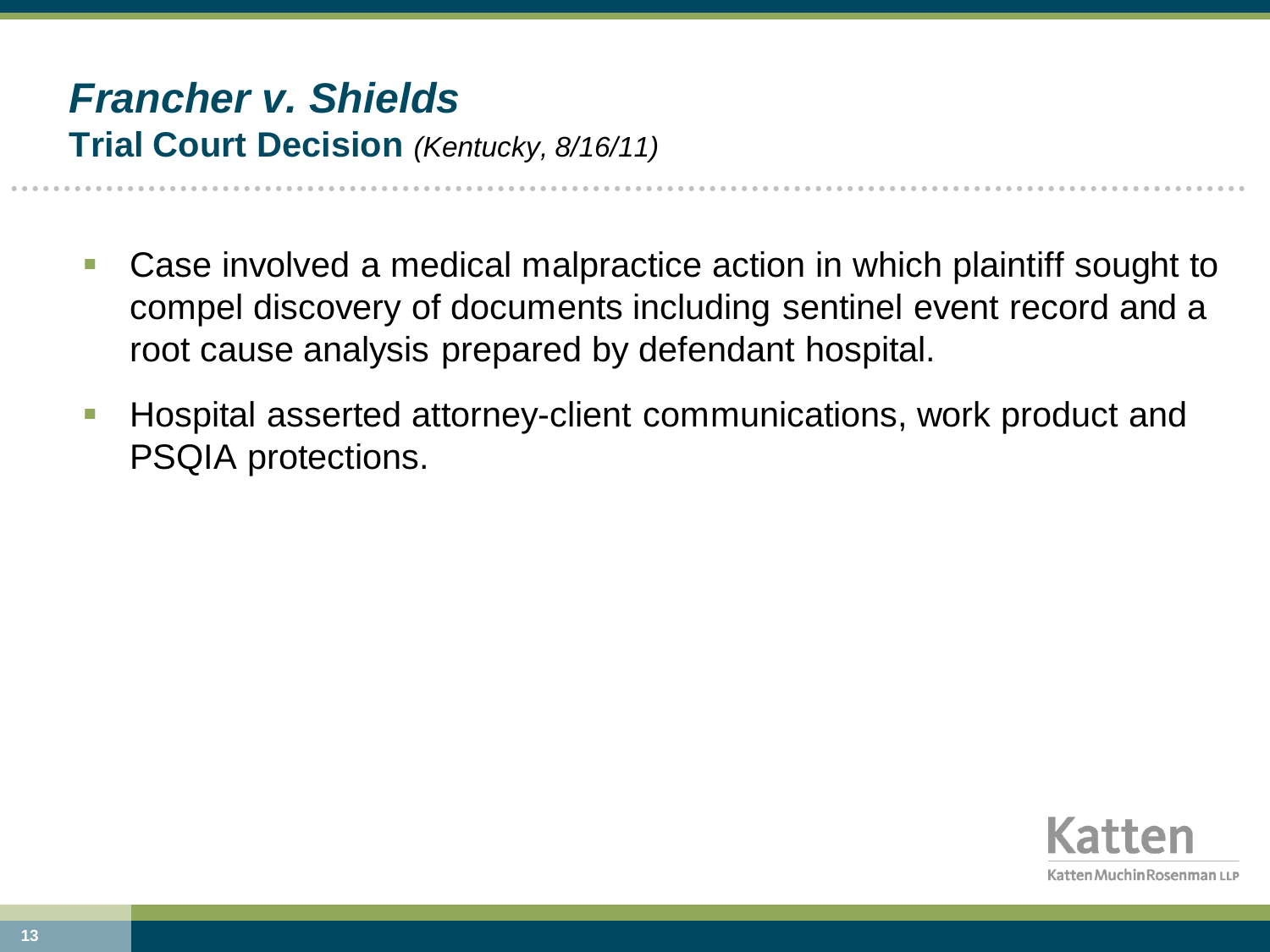# *Francher v. Shields*

## Trial Court Decision *(Kentucky, 8/16/11)*

- Case involved a medical malpractice action in which plaintiff sought to compel discovery of documents including sentinel event record and a root cause analysis prepared by defendant hospital.
- Hospital asserted attorney-client communications, work product and PSQIA protections.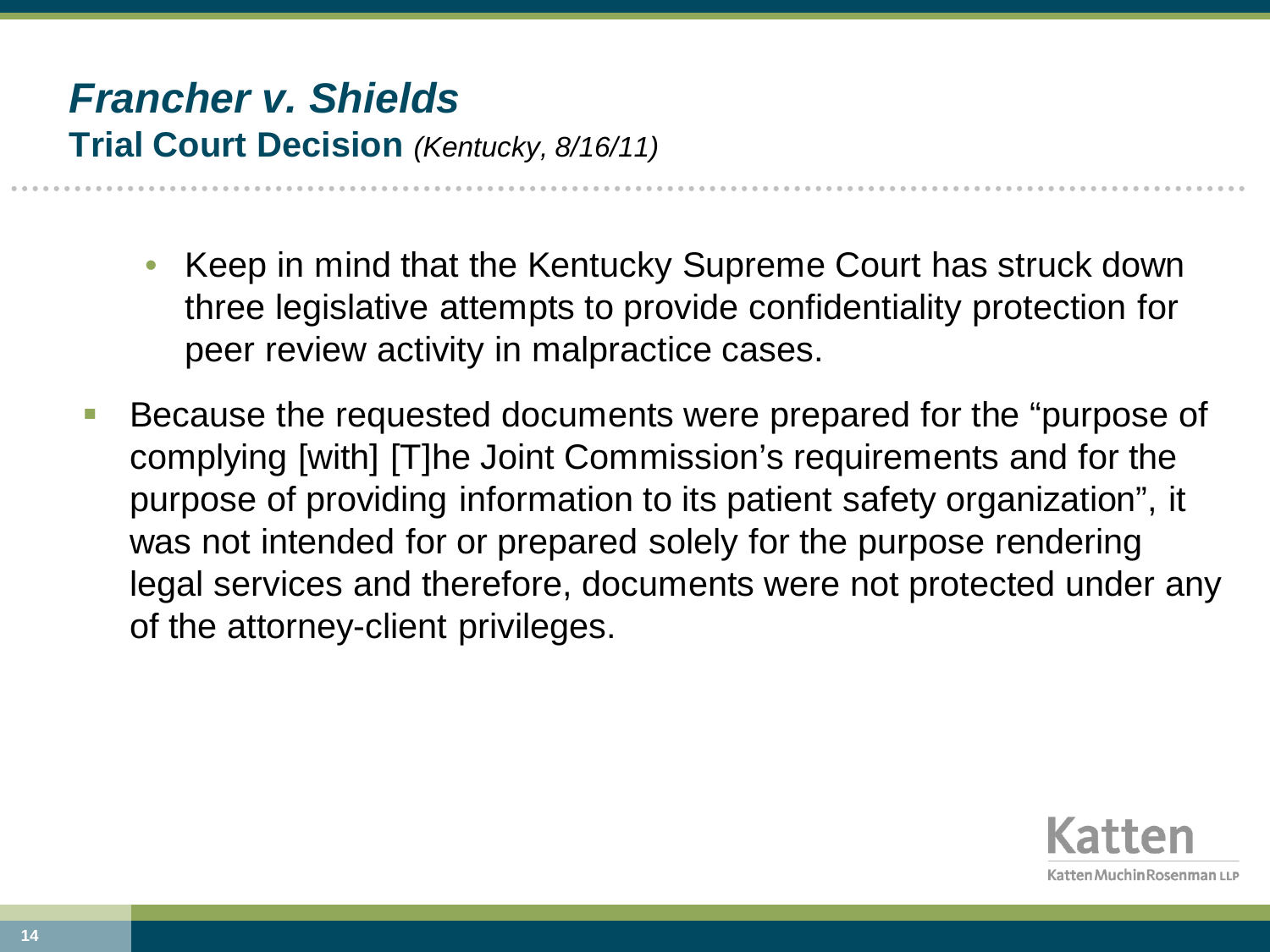# *Francher v. Shields*

## Trial Court Decision *(Kentucky, 8/16/11)*

- Keep in mind that the Kentucky Supreme Court has struck down three legislative attempts to provide confidentiality protection for peer review activity in malpractice cases.

- Because the requested documents were prepared for the "purpose of complying [with] [T]he Joint Commission's requirements and for the purpose of providing information to its patient safety organization", it was not intended for or prepared solely for the purpose rendering legal services and therefore, documents were not protected under any of the attorney-client privileges.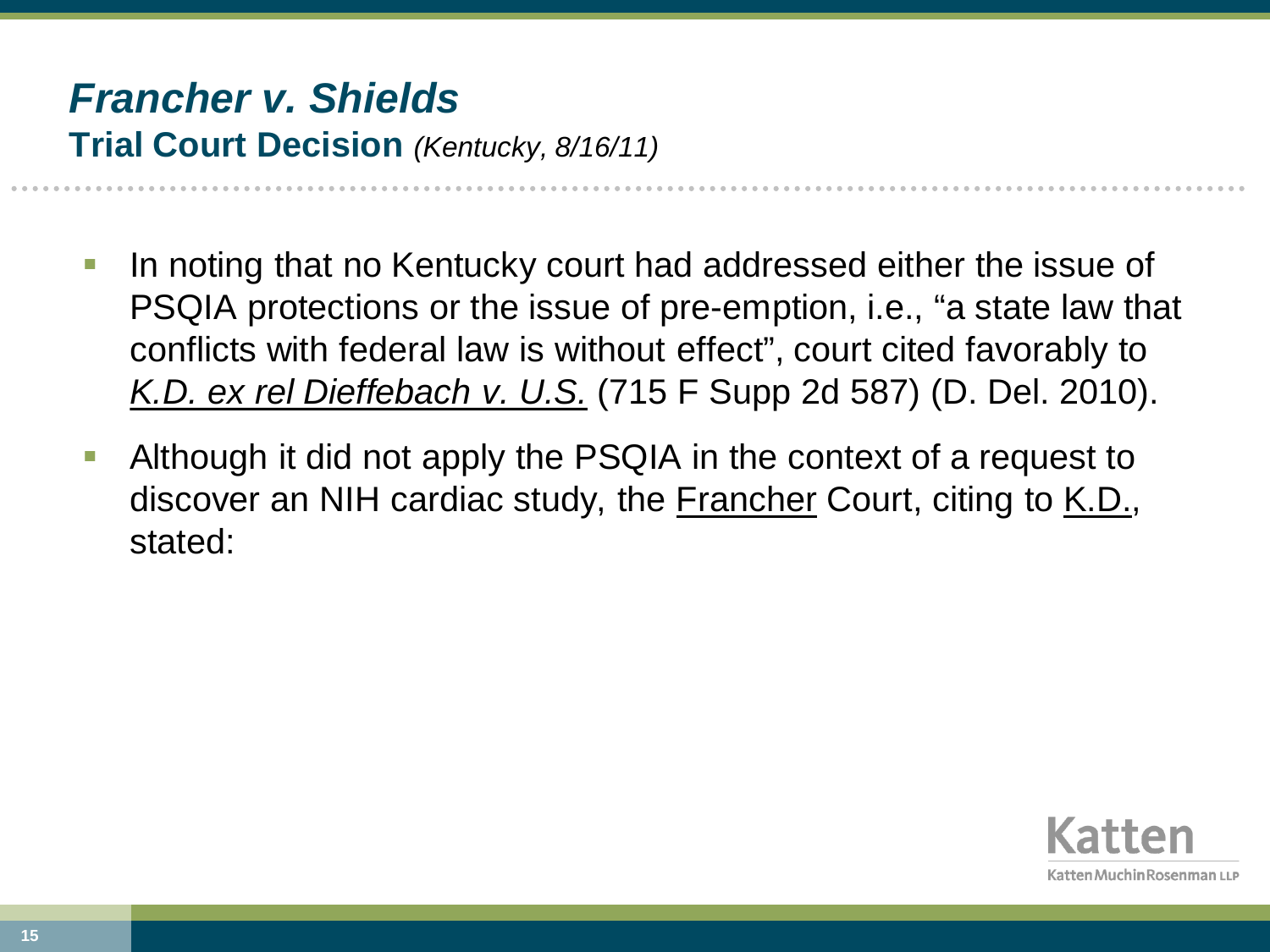# *Francher v. Shields*

## Trial Court Decision *(Kentucky, 8/16/11)*

- In noting that no Kentucky court had addressed either the issue of PSQIA protections or the issue of pre-emption, i.e., "a state law that conflicts with federal law is without effect", court cited favorably to *K.D. ex rel Dieffebach v. U.S.* (715 F Supp 2d 587) (D. Del. 2010).
- Although it did not apply the PSQIA in the context of a request to discover an NIH cardiac study, the Francher Court, citing to K.D., stated: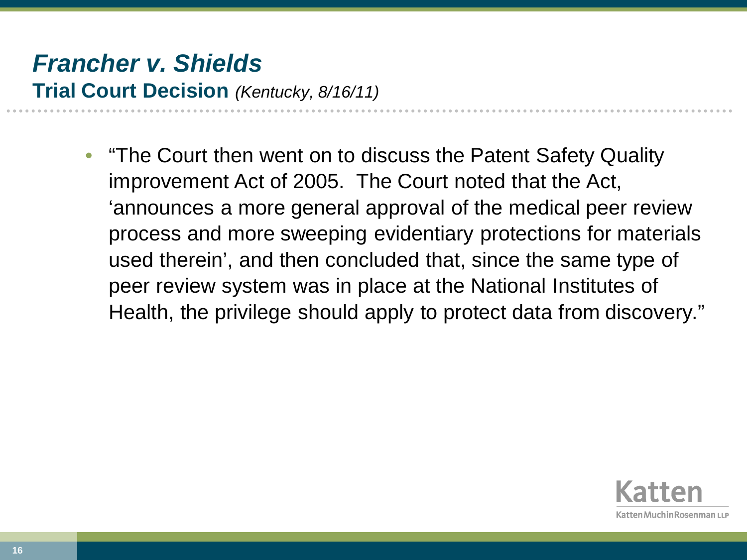# *Francher v. Shields*

## Trial Court Decision *(Kentucky, 8/16/11)*

- "The Court then went on to discuss the Patent Safety Quality improvement Act of 2005. The Court noted that the Act, 'announces a more general approval of the medical peer review process and more sweeping evidentiary protections for materials used therein', and then concluded that, since the same type of peer review system was in place at the National Institutes of Health, the privilege should apply to protect data from discovery."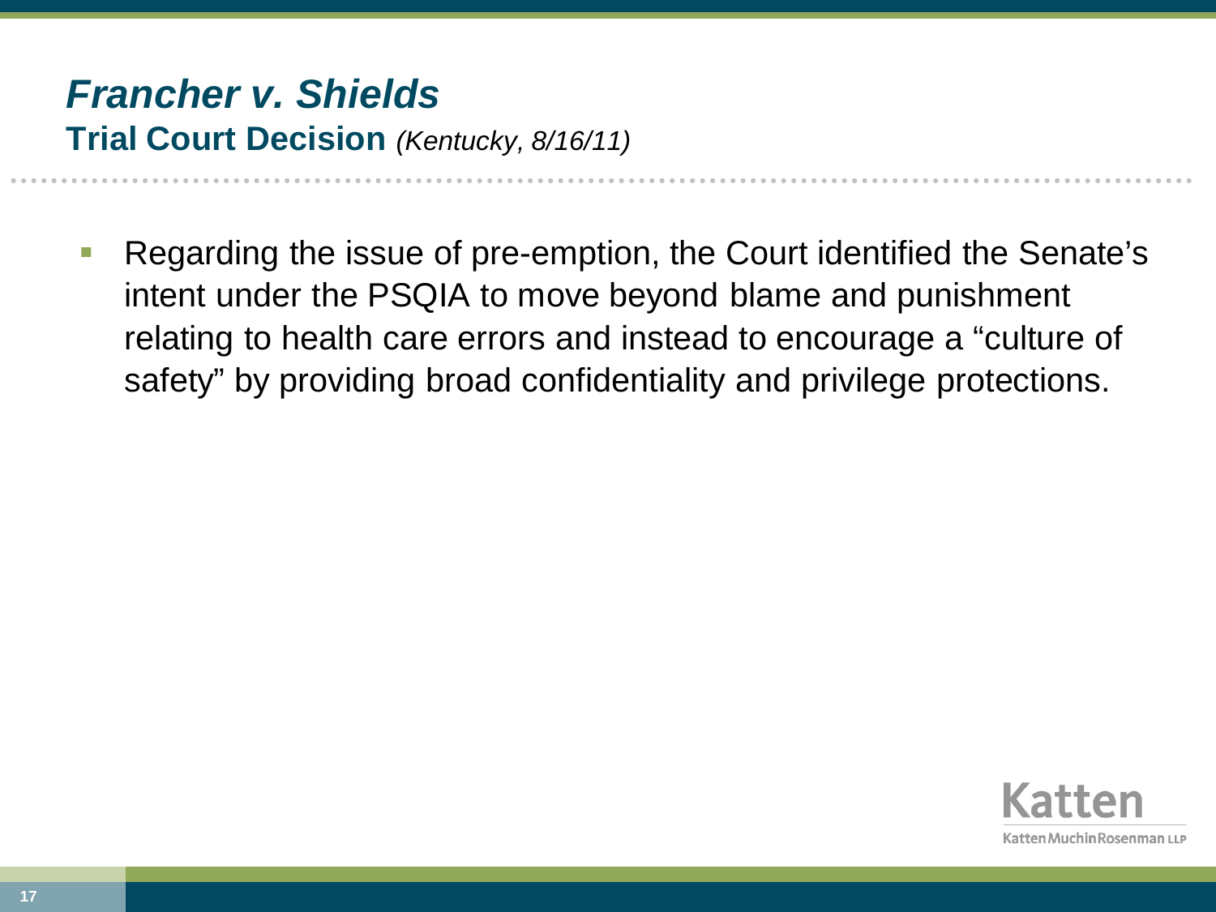# *Francher v. Shields*

## Trial Court Decision *(Kentucky, 8/16/11)*

- Regarding the issue of pre-emption, the Court identified the Senate's intent under the PSQIA to move beyond blame and punishment relating to health care errors and instead to encourage a "culture of safety" by providing broad confidentiality and privilege protections.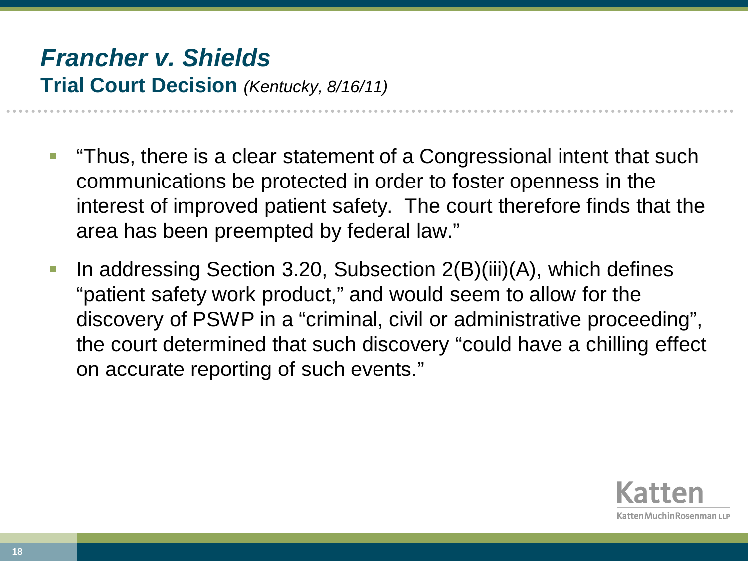# *Francher v. Shields*

## Trial Court Decision *(Kentucky, 8/16/11)*

- "Thus, there is a clear statement of a Congressional intent that such communications be protected in order to foster openness in the interest of improved patient safety. The court therefore finds that the area has been preempted by federal law."
- In addressing Section 3.20, Subsection 2(B)(iii)(A), which defines "patient safety work product," and would seem to allow for the discovery of PSWP in a "criminal, civil or administrative proceeding", the court determined that such discovery "could have a chilling effect on accurate reporting of such events."

Katten
KattenMuchinRosenman LLP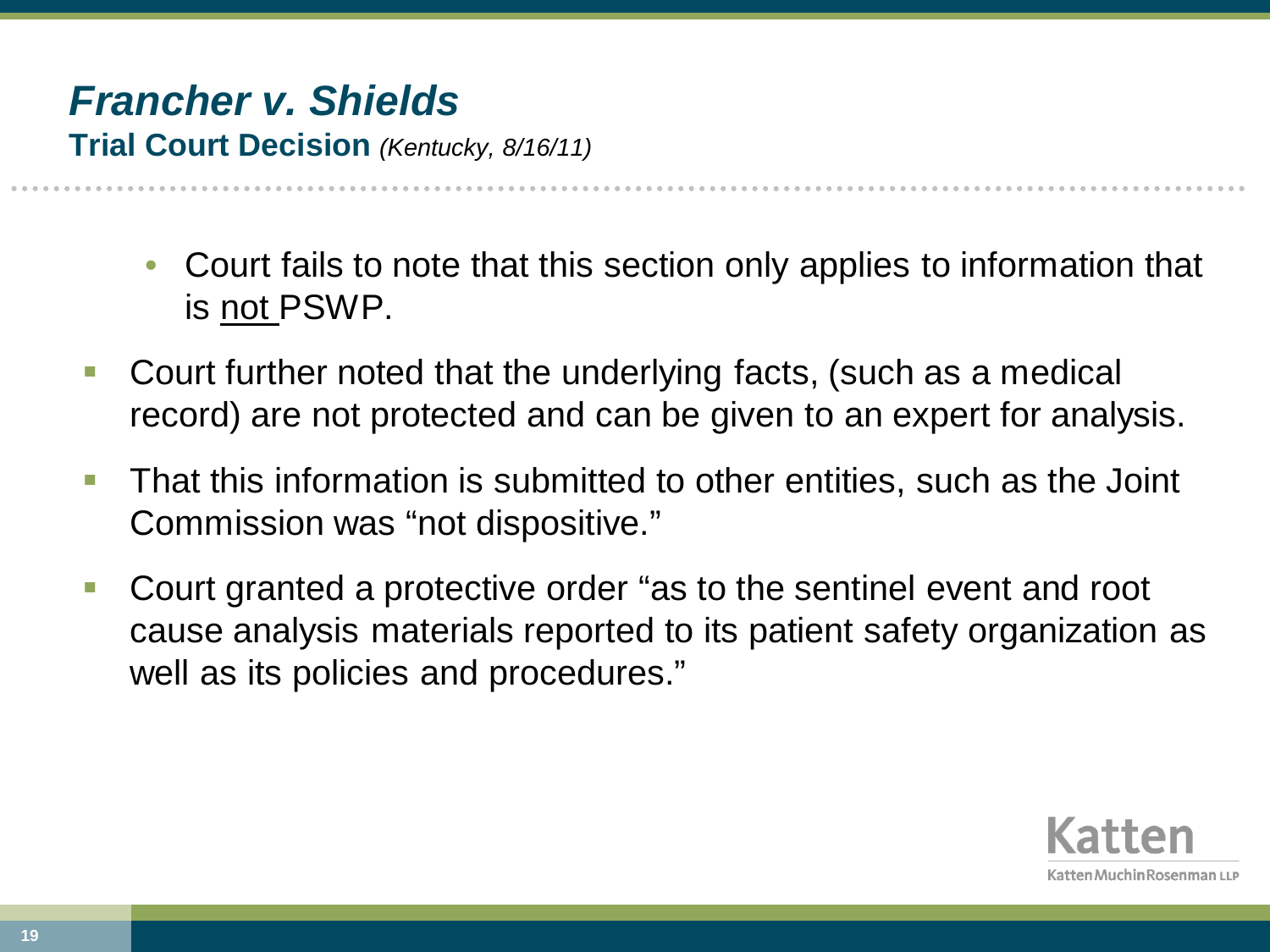# *Francher v. Shields*

**Trial Court Decision** *(Kentucky, 8/16/11)*

- Court fails to note that this section only applies to information that is not PSWP.

- Court further noted that the underlying facts, (such as a medical record) are not protected and can be given to an expert for analysis.
- That this information is submitted to other entities, such as the Joint Commission was "not dispositive."
- Court granted a protective order "as to the sentinel event and root cause analysis materials reported to its patient safety organization as well as its policies and procedures."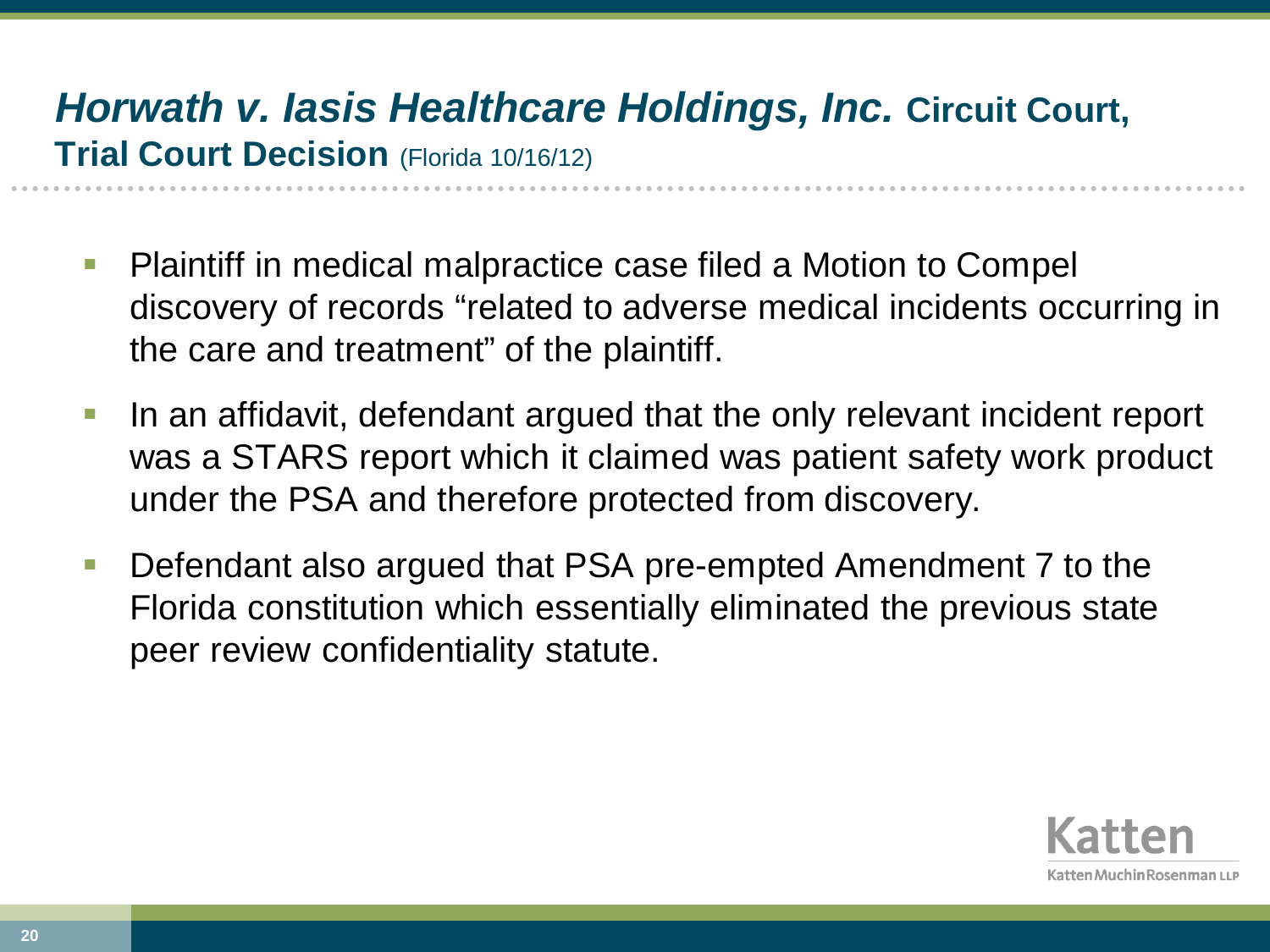# *Horwath v. Iasis Healthcare Holdings, Inc.* Circuit Court, Trial Court Decision (Florida 10/16/12)

- Plaintiff in medical malpractice case filed a Motion to Compel discovery of records "related to adverse medical incidents occurring in the care and treatment" of the plaintiff.
- In an affidavit, defendant argued that the only relevant incident report was a STARS report which it claimed was patient safety work product under the PSA and therefore protected from discovery.
- Defendant also argued that PSA pre-empted Amendment 7 to the Florida constitution which essentially eliminated the previous state peer review confidentiality statute.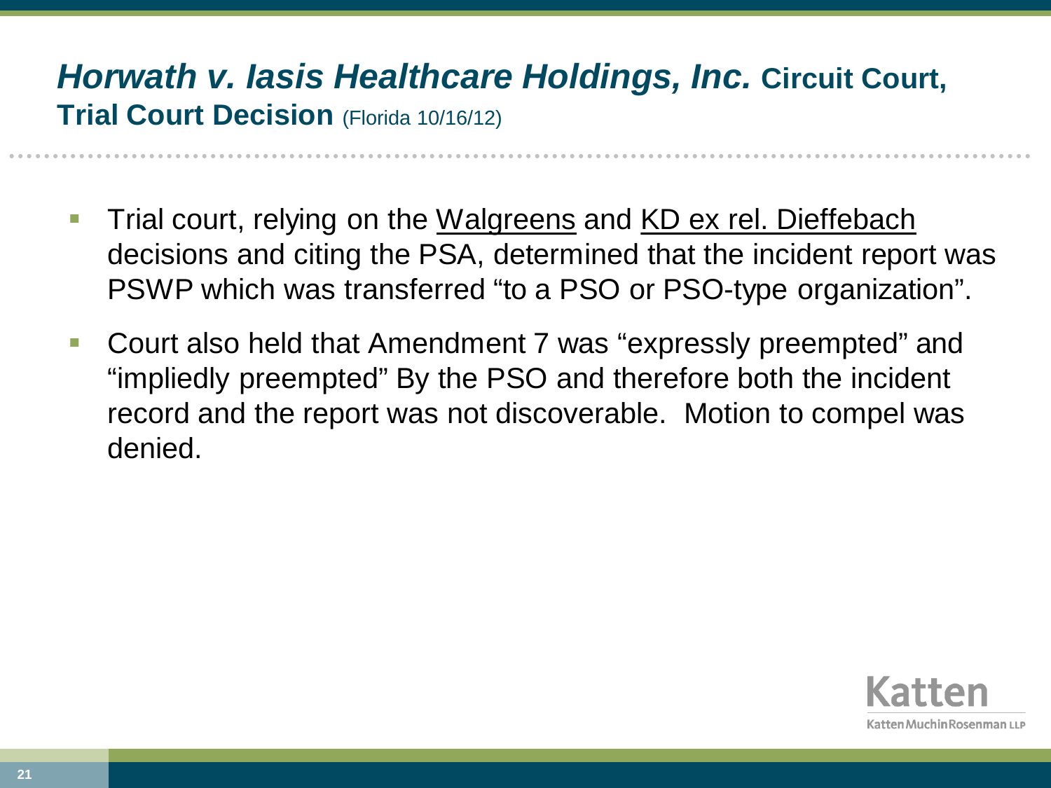## *Horwath v. Iasis Healthcare Holdings, Inc.* Circuit Court, Trial Court Decision (Florida 10/16/12)

- Trial court, relying on the Walgreens and KD ex rel. Dieffebach decisions and citing the PSA, determined that the incident report was PSWP which was transferred “to a PSO or PSO-type organization”.
- Court also held that Amendment 7 was “expressly preempted” and “impliedly preempted” By the PSO and therefore both the incident record and the report was not discoverable. Motion to compel was denied.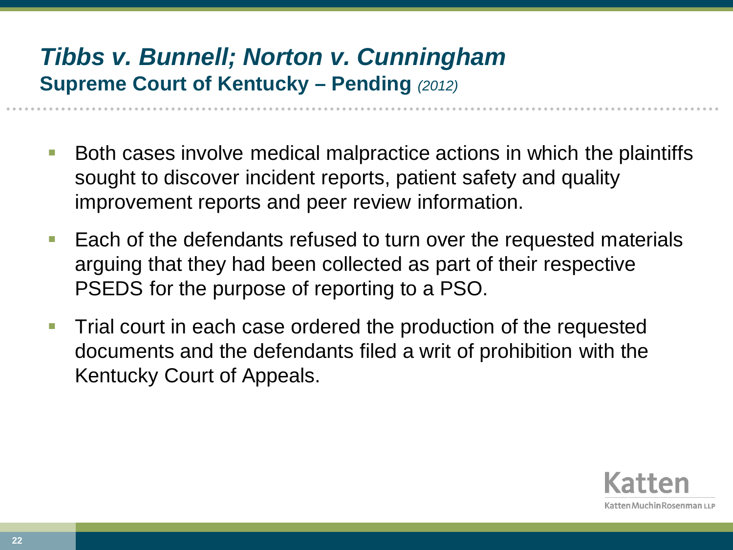# *Tibbs v. Bunnell; Norton v. Cunningham*

## Supreme Court of Kentucky – Pending *(2012)*

- Both cases involve medical malpractice actions in which the plaintiffs sought to discover incident reports, patient safety and quality improvement reports and peer review information.
- Each of the defendants refused to turn over the requested materials arguing that they had been collected as part of their respective PSEDS for the purpose of reporting to a PSO.
- Trial court in each case ordered the production of the requested documents and the defendants filed a writ of prohibition with the Kentucky Court of Appeals.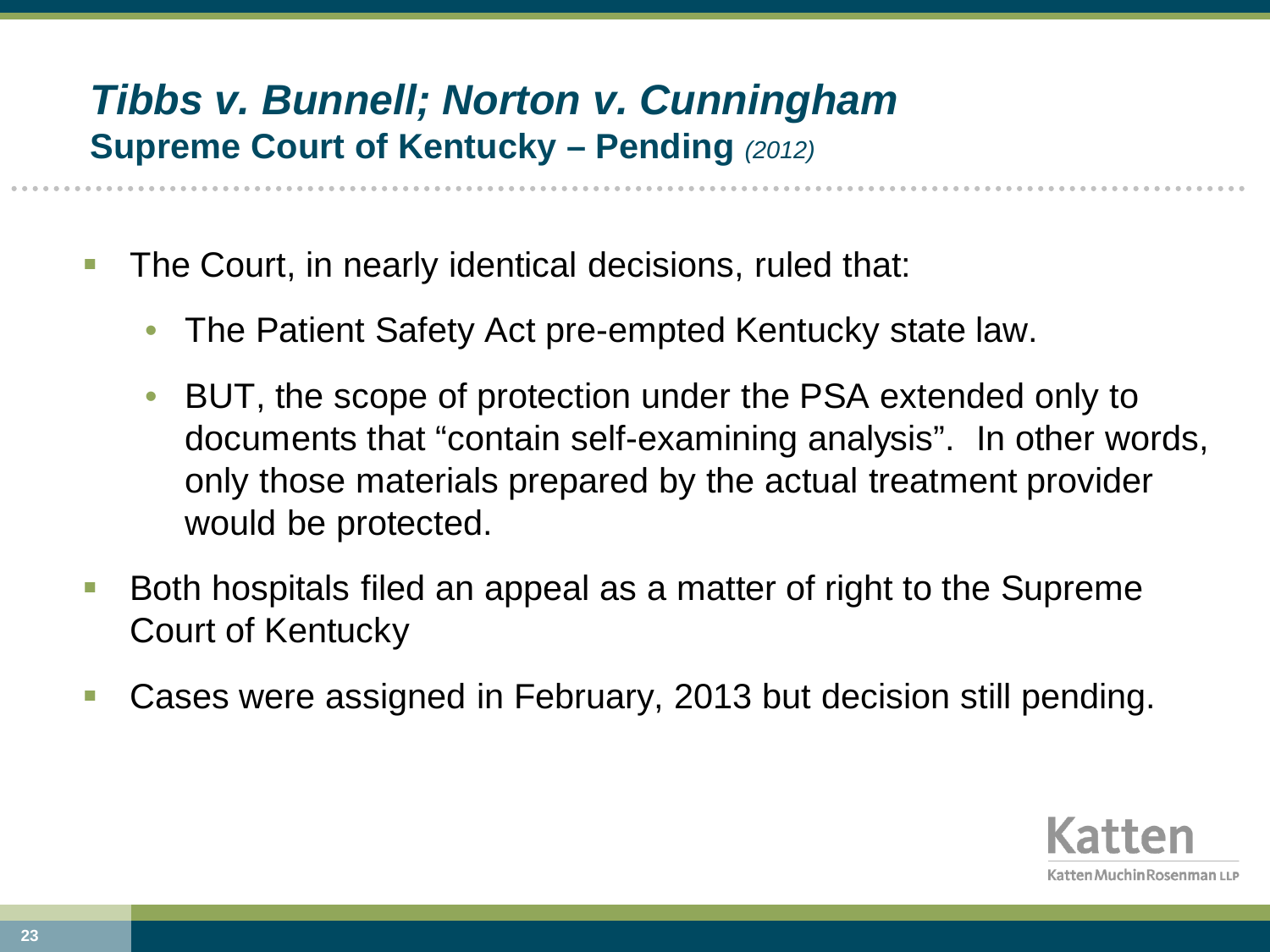# *Tibbs v. Bunnell; Norton v. Cunningham*

## Supreme Court of Kentucky – Pending *(2012)*

- The Court, in nearly identical decisions, ruled that:
  - The Patient Safety Act pre-empted Kentucky state law.
  - BUT, the scope of protection under the PSA extended only to documents that "contain self-examining analysis". In other words, only those materials prepared by the actual treatment provider would be protected.
- Both hospitals filed an appeal as a matter of right to the Supreme Court of Kentucky
- Cases were assigned in February, 2013 but decision still pending.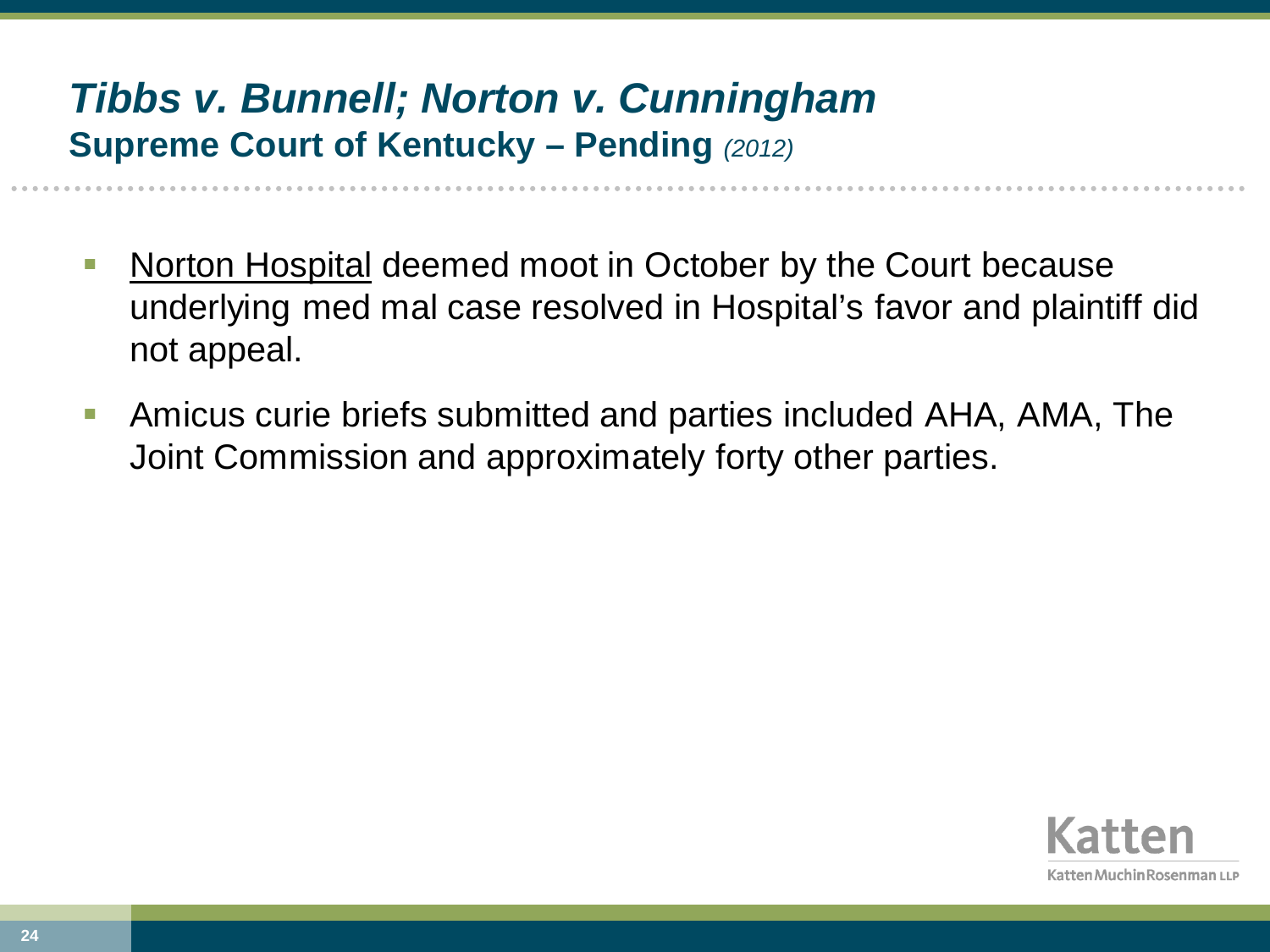## *Tibbs v. Bunnell; Norton v. Cunningham*

### Supreme Court of Kentucky – Pending *(2012)*

- Norton Hospital deemed moot in October by the Court because underlying med mal case resolved in Hospital's favor and plaintiff did not appeal.
- Amicus curie briefs submitted and parties included AHA, AMA, The Joint Commission and approximately forty other parties.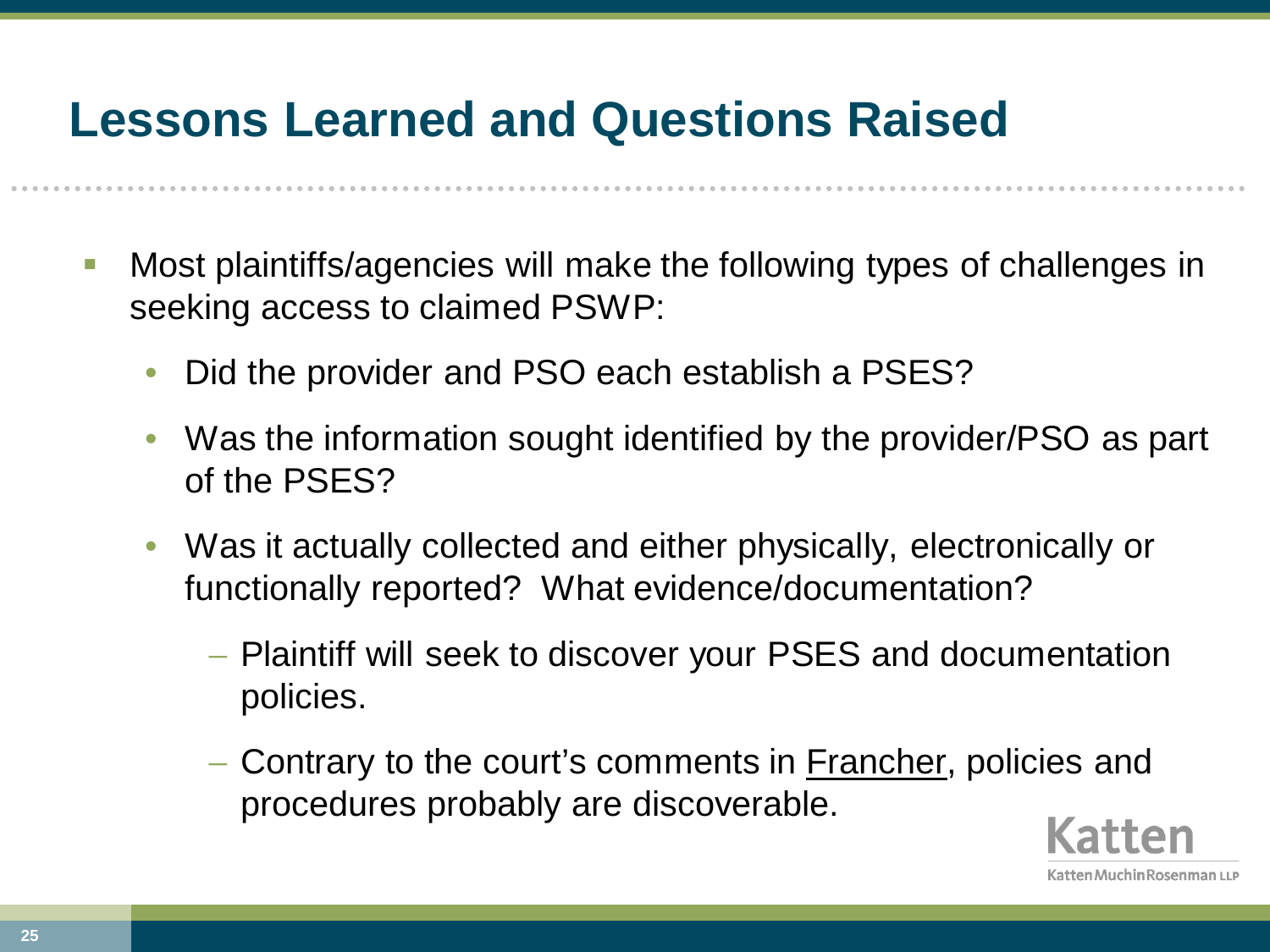# Lessons Learned and Questions Raised

- Most plaintiffs/agencies will make the following types of challenges in seeking access to claimed PSWP:
  - Did the provider and PSO each establish a PSES?
  - Was the information sought identified by the provider/PSO as part of the PSES?
  - Was it actually collected and either physically, electronically or functionally reported? What evidence/documentation?
    - Plaintiff will seek to discover your PSES and documentation policies.
    - Contrary to the court's comments in Francher, policies and procedures probably are discoverable.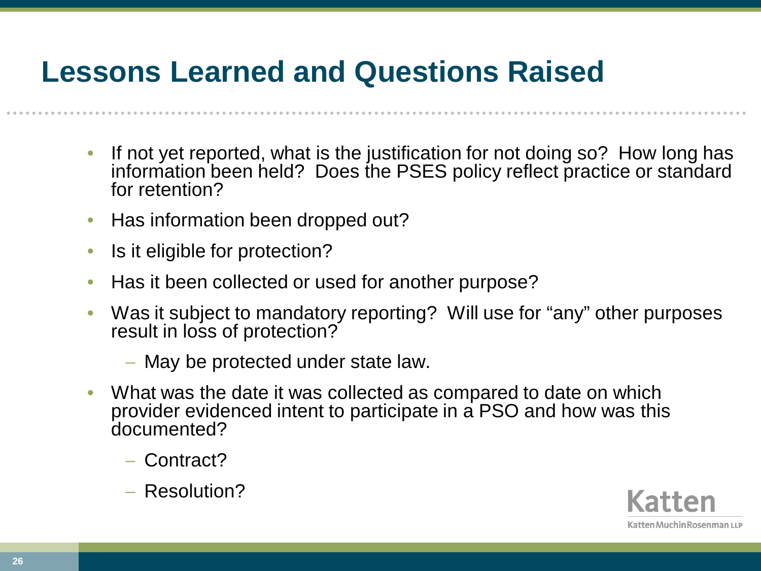# Lessons Learned and Questions Raised

- If not yet reported, what is the justification for not doing so? How long has information been held? Does the PSES policy reflect practice or standard for retention?
- Has information been dropped out?
- Is it eligible for protection?
- Has it been collected or used for another purpose?
- Was it subject to mandatory reporting? Will use for "any" other purposes result in loss of protection?
  - May be protected under state law.
- What was the date it was collected as compared to date on which provider evidenced intent to participate in a PSO and how was this documented?
  - Contract?
  - Resolution?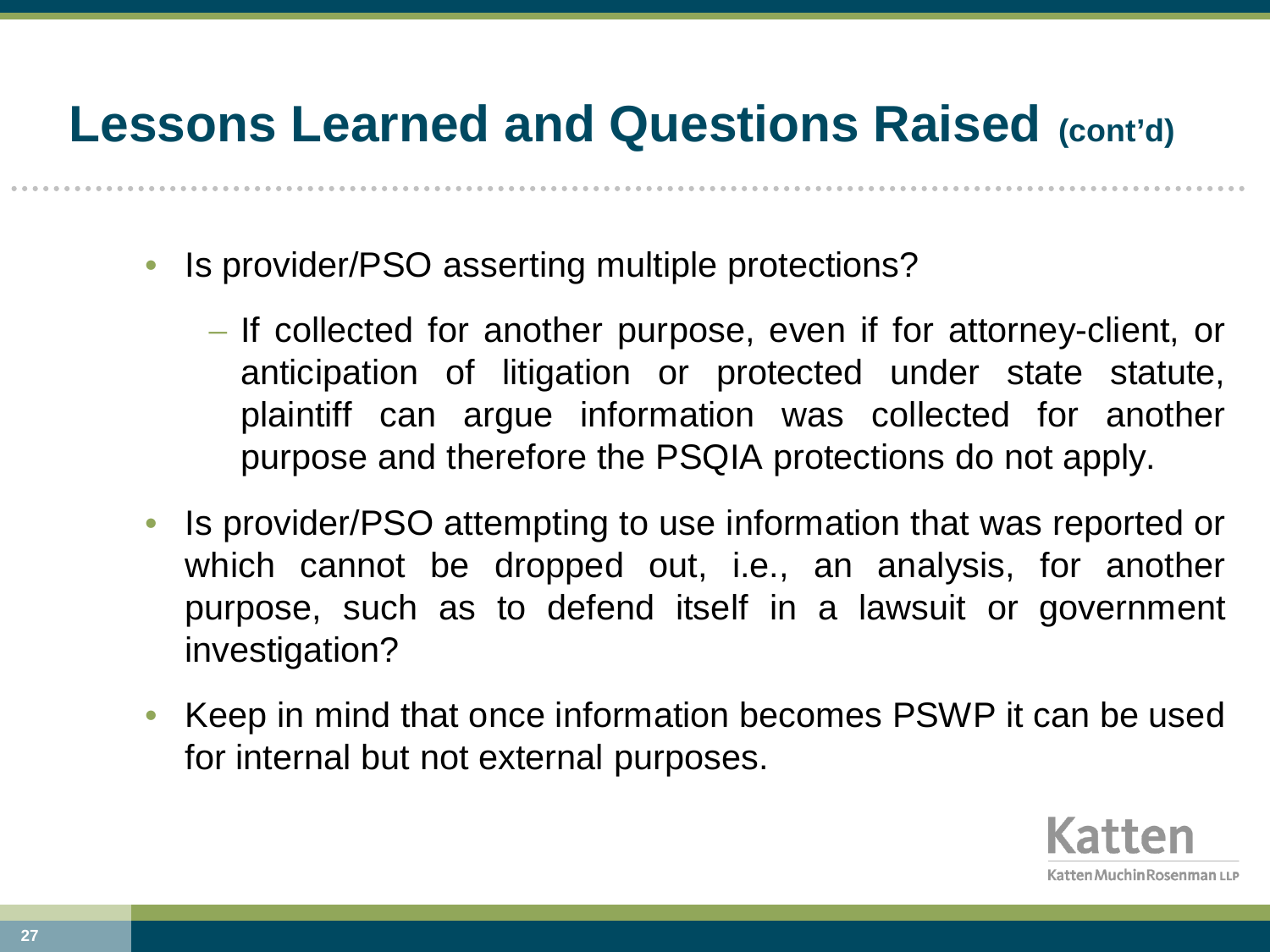# Lessons Learned and Questions Raised (cont'd)

- Is provider/PSO asserting multiple protections?
  - If collected for another purpose, even if for attorney-client, or anticipation of litigation or protected under state statute, plaintiff can argue information was collected for another purpose and therefore the PSQIA protections do not apply.
- Is provider/PSO attempting to use information that was reported or which cannot be dropped out, i.e., an analysis, for another purpose, such as to defend itself in a lawsuit or government investigation?
- Keep in mind that once information becomes PSWP it can be used for internal but not external purposes.